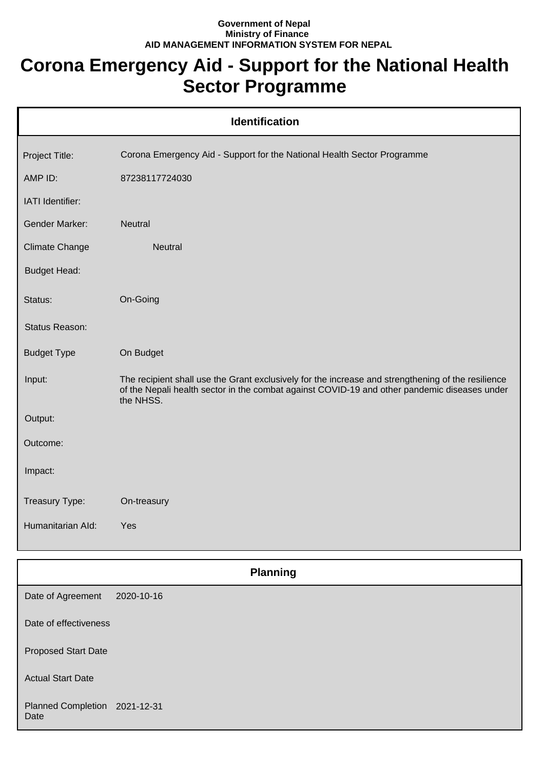**Government of Nepal**
**Ministry of Finance**
**AID MANAGEMENT INFORMATION SYSTEM FOR NEPAL**

# Corona Emergency Aid - Support for the National Health Sector Programme

| Identification | |
|---|---|
| Project Title: | Corona Emergency Aid - Support for the National Health Sector Programme |
| AMP ID: | 87238117724030 |
| IATI Identifier: | |
| Gender Marker: | Neutral |
| Climate Change | Neutral |
| Budget Head: | |
| Status: | On-Going |
| Status Reason: | |
| Budget Type | On Budget |
| Input: | The recipient shall use the Grant exclusively for the increase and strengthening of the resilience of the Nepali health sector in the combat against COVID-19 and other pandemic diseases under the NHSS. |
| Output: | |
| Outcome: | |
| Impact: | |
| Treasury Type: | On-treasury |
| Humanitarian AId: | Yes |

| Planning | |
|---|---|
| Date of Agreement | 2020-10-16 |
| Date of effectiveness | |
| Proposed Start Date | |
| Actual Start Date | |
| Planned Completion Date | 2021-12-31 |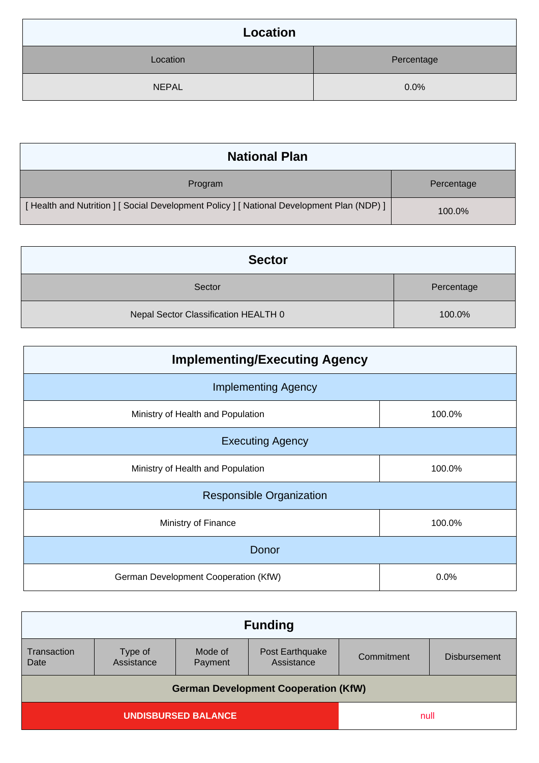## Location

| Location | Percentage |
| --- | --- |
| NEPAL | 0.0% |

## National Plan

| Program | Percentage |
| --- | --- |
| [ Health and Nutrition ] [ Social Development Policy ] [ National Development Plan (NDP) ] | 100.0% |

## Sector

| Sector | Percentage |
| --- | --- |
| Nepal Sector Classification HEALTH 0 | 100.0% |

## Implementing/Executing Agency

| Implementing Agency | |
| --- | --- |
| Ministry of Health and Population | 100.0% |
| **Executing Agency** | |
| Ministry of Health and Population | 100.0% |
| **Responsible Organization** | |
| Ministry of Finance | 100.0% |
| **Donor** | |
| German Development Cooperation (KfW) | 0.0% |

## Funding

| Transaction Date | Type of Assistance | Mode of Payment | Post Earthquake Assistance | Commitment | Disbursement |
| --- | --- | --- | --- | --- | --- |
| **German Development Cooperation (KfW)** | | | | | |
| **UNDISBURSED BALANCE** | | | | null | |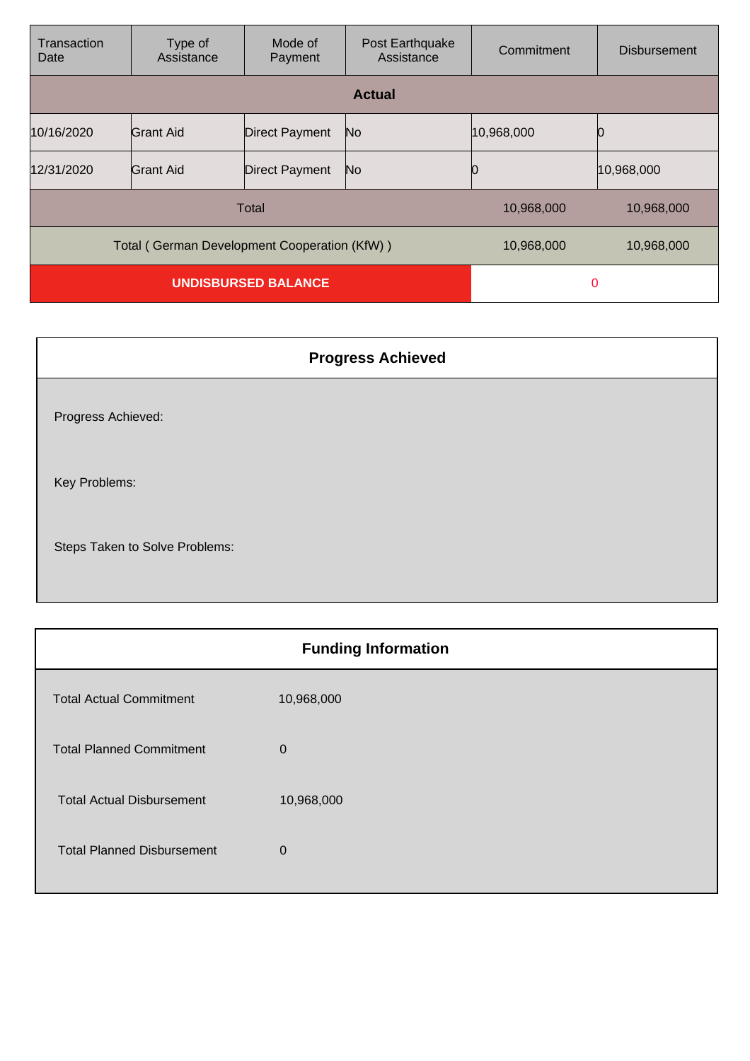| Transaction Date | Type of Assistance | Mode of Payment | Post Earthquake Assistance | Commitment | Disbursement |
|---|---|---|---|---|---|
| **Actual** | | | | | |
| 10/16/2020 | Grant Aid | Direct Payment | No | 10,968,000 | 0 |
| 12/31/2020 | Grant Aid | Direct Payment | No | 0 | 10,968,000 |
| Total | | | | 10,968,000 | 10,968,000 |
| Total ( German Development Cooperation (KfW) ) | | | | 10,968,000 | 10,968,000 |
| **UNDISBURSED BALANCE** | | | | 0 | |

## Progress Achieved

Progress Achieved:

Key Problems:

Steps Taken to Solve Problems:

## Funding Information

| | |
|---|---|
| Total Actual Commitment | 10,968,000 |
| Total Planned Commitment | 0 |
| Total Actual Disbursement | 10,968,000 |
| Total Planned Disbursement | 0 |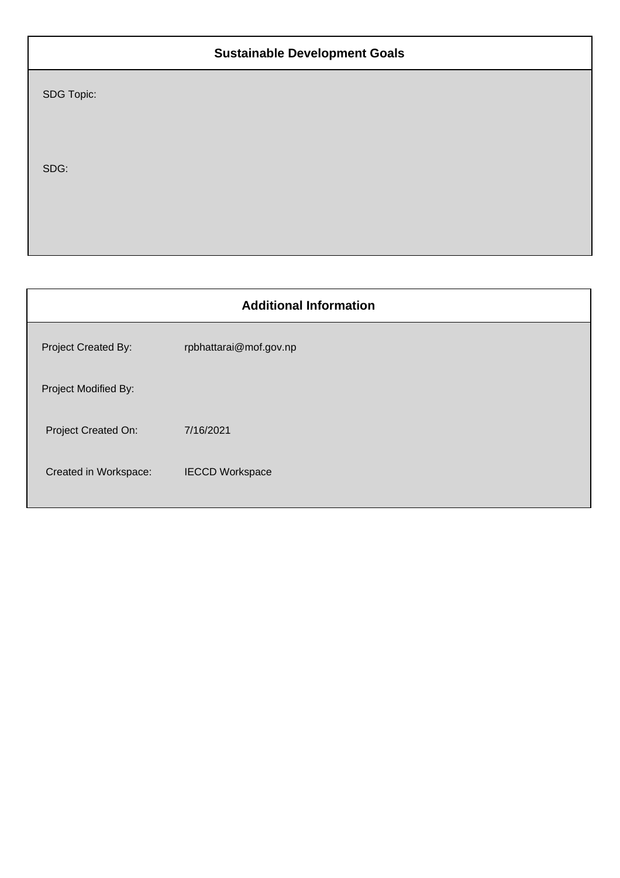## Sustainable Development Goals

SDG Topic:

SDG:

## Additional Information

| | |
|---|---|
| Project Created By: | rpbhattarai@mof.gov.np |
| Project Modified By: | |
| Project Created On: | 7/16/2021 |
| Created in Workspace: | IECCD Workspace |